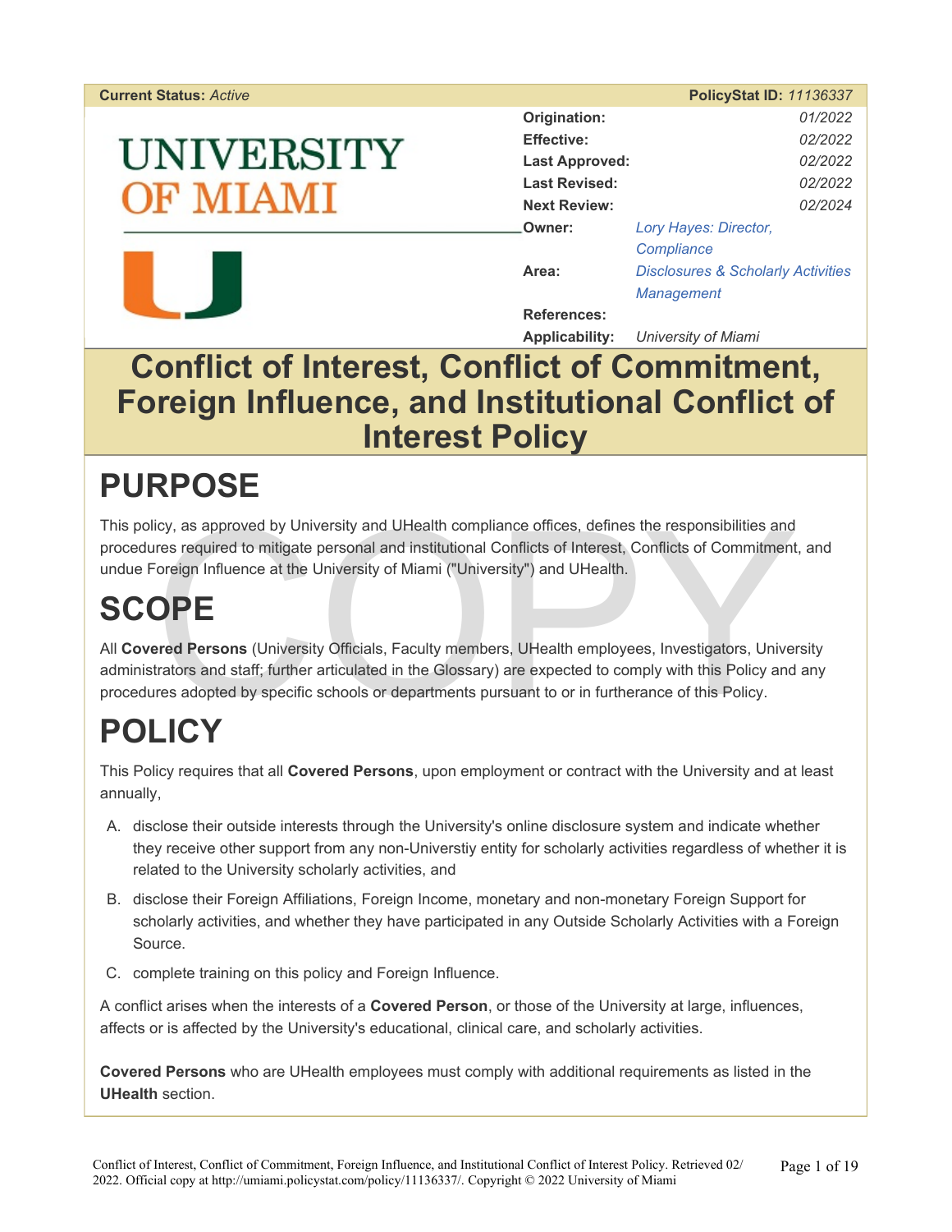**Current Status:** *Active* **PolicyStat ID:** *11136337*

UNIVERSITY OF MIAMI

| | |
|---|---|
| **Origination:** | 01/2022 |
| **Effective:** | 02/2022 |
| **Last Approved:** | 02/2022 |
| **Last Revised:** | 02/2022 |
| **Next Review:** | 02/2024 |
| **Owner:** | Lory Hayes: Director, Compliance |
| **Area:** | Disclosures & Scholarly Activities Management |
| **References:** | |
| **Applicability:** | University of Miami |

# Conflict of Interest, Conflict of Commitment, Foreign Influence, and Institutional Conflict of Interest Policy

## PURPOSE

This policy, as approved by University and UHealth compliance offices, defines the responsibilities and procedures required to mitigate personal and institutional Conflicts of Interest, Conflicts of Commitment, and undue Foreign Influence at the University of Miami ("University") and UHealth.

## SCOPE

All **Covered Persons** (University Officials, Faculty members, UHealth employees, Investigators, University administrators and staff; further articulated in the Glossary) are expected to comply with this Policy and any procedures adopted by specific schools or departments pursuant to or in furtherance of this Policy.

## POLICY

This Policy requires that all **Covered Persons**, upon employment or contract with the University and at least annually,

A. disclose their outside interests through the University's online disclosure system and indicate whether they receive other support from any non-Universtiy entity for scholarly activities regardless of whether it is related to the University scholarly activities, and

B. disclose their Foreign Affiliations, Foreign Income, monetary and non-monetary Foreign Support for scholarly activities, and whether they have participated in any Outside Scholarly Activities with a Foreign Source.

C. complete training on this policy and Foreign Influence.

A conflict arises when the interests of a **Covered Person**, or those of the University at large, influences, affects or is affected by the University's educational, clinical care, and scholarly activities.

**Covered Persons** who are UHealth employees must comply with additional requirements as listed in the **UHealth** section.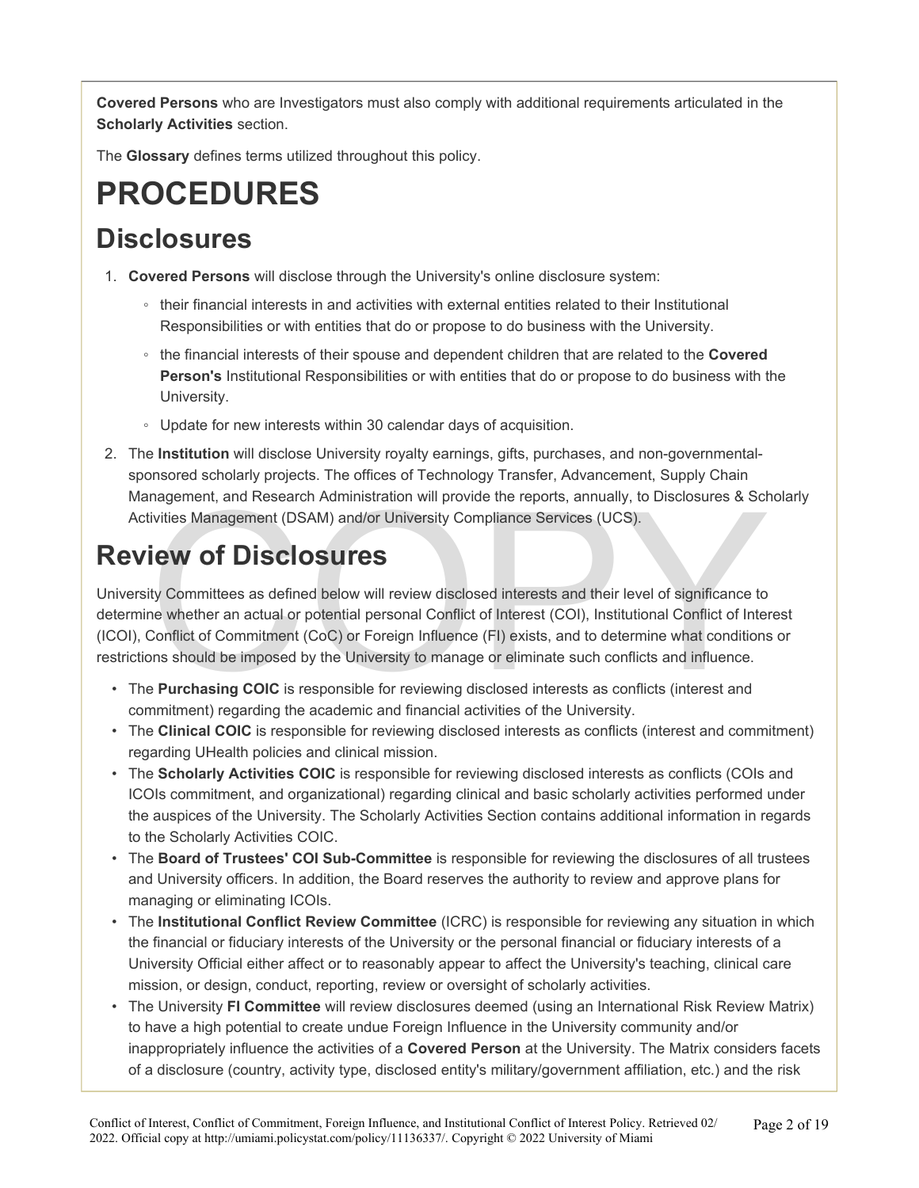**Covered Persons** who are Investigators must also comply with additional requirements articulated in the **Scholarly Activities** section.

The **Glossary** defines terms utilized throughout this policy.

# PROCEDURES

## Disclosures

1. **Covered Persons** will disclose through the University's online disclosure system:
   - their financial interests in and activities with external entities related to their Institutional Responsibilities or with entities that do or propose to do business with the University.
   - the financial interests of their spouse and dependent children that are related to the **Covered Person's** Institutional Responsibilities or with entities that do or propose to do business with the University.
   - Update for new interests within 30 calendar days of acquisition.
2. The **Institution** will disclose University royalty earnings, gifts, purchases, and non-governmental-sponsored scholarly projects. The offices of Technology Transfer, Advancement, Supply Chain Management, and Research Administration will provide the reports, annually, to Disclosures & Scholarly Activities Management (DSAM) and/or University Compliance Services (UCS).

## Review of Disclosures

University Committees as defined below will review disclosed interests and their level of significance to determine whether an actual or potential personal Conflict of Interest (COI), Institutional Conflict of Interest (ICOI), Conflict of Commitment (CoC) or Foreign Influence (FI) exists, and to determine what conditions or restrictions should be imposed by the University to manage or eliminate such conflicts and influence.

- The **Purchasing COIC** is responsible for reviewing disclosed interests as conflicts (interest and commitment) regarding the academic and financial activities of the University.
- The **Clinical COIC** is responsible for reviewing disclosed interests as conflicts (interest and commitment) regarding UHealth policies and clinical mission.
- The **Scholarly Activities COIC** is responsible for reviewing disclosed interests as conflicts (COIs and ICOIs commitment, and organizational) regarding clinical and basic scholarly activities performed under the auspices of the University. The Scholarly Activities Section contains additional information in regards to the Scholarly Activities COIC.
- The **Board of Trustees' COI Sub-Committee** is responsible for reviewing the disclosures of all trustees and University officers. In addition, the Board reserves the authority to review and approve plans for managing or eliminating ICOIs.
- The **Institutional Conflict Review Committee** (ICRC) is responsible for reviewing any situation in which the financial or fiduciary interests of the University or the personal financial or fiduciary interests of a University Official either affect or to reasonably appear to affect the University's teaching, clinical care mission, or design, conduct, reporting, review or oversight of scholarly activities.
- The University **FI Committee** will review disclosures deemed (using an International Risk Review Matrix) to have a high potential to create undue Foreign Influence in the University community and/or inappropriately influence the activities of a **Covered Person** at the University. The Matrix considers facets of a disclosure (country, activity type, disclosed entity's military/government affiliation, etc.) and the risk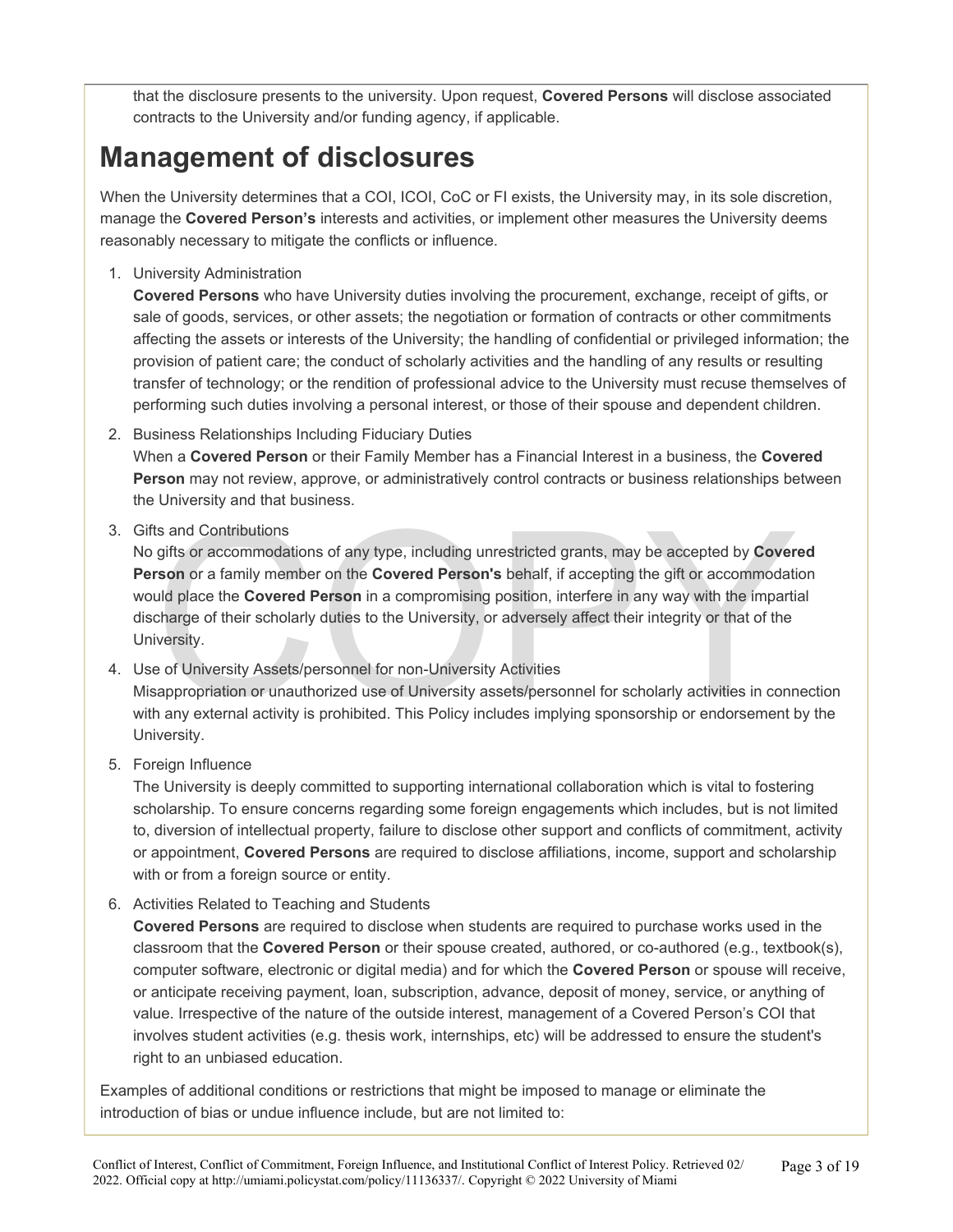that the disclosure presents to the university. Upon request, **Covered Persons** will disclose associated contracts to the University and/or funding agency, if applicable.

# Management of disclosures

When the University determines that a COI, ICOI, CoC or FI exists, the University may, in its sole discretion, manage the **Covered Person's** interests and activities, or implement other measures the University deems reasonably necessary to mitigate the conflicts or influence.

1. University Administration
   **Covered Persons** who have University duties involving the procurement, exchange, receipt of gifts, or sale of goods, services, or other assets; the negotiation or formation of contracts or other commitments affecting the assets or interests of the University; the handling of confidential or privileged information; the provision of patient care; the conduct of scholarly activities and the handling of any results or resulting transfer of technology; or the rendition of professional advice to the University must recuse themselves of performing such duties involving a personal interest, or those of their spouse and dependent children.

2. Business Relationships Including Fiduciary Duties
   When a **Covered Person** or their Family Member has a Financial Interest in a business, the **Covered Person** may not review, approve, or administratively control contracts or business relationships between the University and that business.

3. Gifts and Contributions
   No gifts or accommodations of any type, including unrestricted grants, may be accepted by **Covered Person** or a family member on the **Covered Person's** behalf, if accepting the gift or accommodation would place the **Covered Person** in a compromising position, interfere in any way with the impartial discharge of their scholarly duties to the University, or adversely affect their integrity or that of the University.

4. Use of University Assets/personnel for non-University Activities
   Misappropriation or unauthorized use of University assets/personnel for scholarly activities in connection with any external activity is prohibited. This Policy includes implying sponsorship or endorsement by the University.

5. Foreign Influence
   The University is deeply committed to supporting international collaboration which is vital to fostering scholarship. To ensure concerns regarding some foreign engagements which includes, but is not limited to, diversion of intellectual property, failure to disclose other support and conflicts of commitment, activity or appointment, **Covered Persons** are required to disclose affiliations, income, support and scholarship with or from a foreign source or entity.

6. Activities Related to Teaching and Students
   **Covered Persons** are required to disclose when students are required to purchase works used in the classroom that the **Covered Person** or their spouse created, authored, or co-authored (e.g., textbook(s), computer software, electronic or digital media) and for which the **Covered Person** or spouse will receive, or anticipate receiving payment, loan, subscription, advance, deposit of money, service, or anything of value. Irrespective of the nature of the outside interest, management of a Covered Person's COI that involves student activities (e.g. thesis work, internships, etc) will be addressed to ensure the student's right to an unbiased education.

Examples of additional conditions or restrictions that might be imposed to manage or eliminate the introduction of bias or undue influence include, but are not limited to: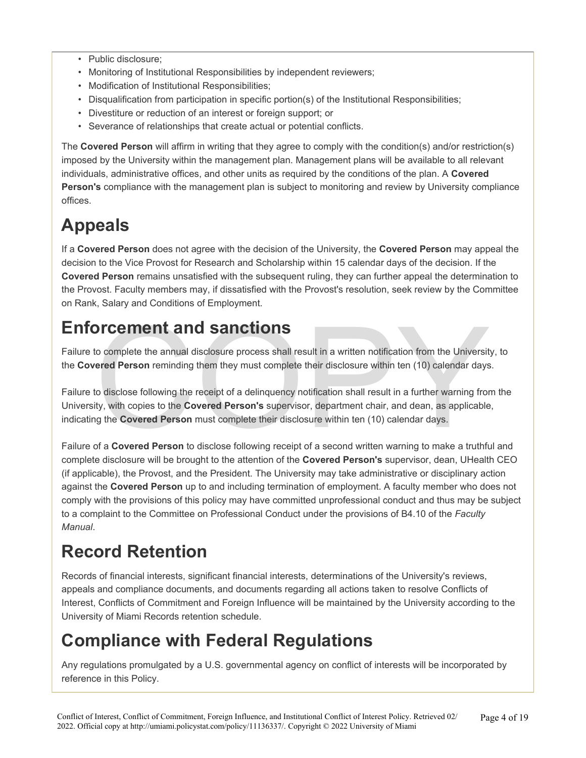- Public disclosure;
- Monitoring of Institutional Responsibilities by independent reviewers;
- Modification of Institutional Responsibilities;
- Disqualification from participation in specific portion(s) of the Institutional Responsibilities;
- Divestiture or reduction of an interest or foreign support; or
- Severance of relationships that create actual or potential conflicts.

The **Covered Person** will affirm in writing that they agree to comply with the condition(s) and/or restriction(s) imposed by the University within the management plan. Management plans will be available to all relevant individuals, administrative offices, and other units as required by the conditions of the plan. A **Covered Person's** compliance with the management plan is subject to monitoring and review by University compliance offices.

# Appeals

If a **Covered Person** does not agree with the decision of the University, the **Covered Person** may appeal the decision to the Vice Provost for Research and Scholarship within 15 calendar days of the decision. If the **Covered Person** remains unsatisfied with the subsequent ruling, they can further appeal the determination to the Provost. Faculty members may, if dissatisfied with the Provost's resolution, seek review by the Committee on Rank, Salary and Conditions of Employment.

# Enforcement and sanctions

Failure to complete the annual disclosure process shall result in a written notification from the University, to the **Covered Person** reminding them they must complete their disclosure within ten (10) calendar days.

Failure to disclose following the receipt of a delinquency notification shall result in a further warning from the University, with copies to the **Covered Person's** supervisor, department chair, and dean, as applicable, indicating the **Covered Person** must complete their disclosure within ten (10) calendar days.

Failure of a **Covered Person** to disclose following receipt of a second written warning to make a truthful and complete disclosure will be brought to the attention of the **Covered Person's** supervisor, dean, UHealth CEO (if applicable), the Provost, and the President. The University may take administrative or disciplinary action against the **Covered Person** up to and including termination of employment. A faculty member who does not comply with the provisions of this policy may have committed unprofessional conduct and thus may be subject to a complaint to the Committee on Professional Conduct under the provisions of B4.10 of the *Faculty Manual*.

# Record Retention

Records of financial interests, significant financial interests, determinations of the University's reviews, appeals and compliance documents, and documents regarding all actions taken to resolve Conflicts of Interest, Conflicts of Commitment and Foreign Influence will be maintained by the University according to the University of Miami Records retention schedule.

# Compliance with Federal Regulations

Any regulations promulgated by a U.S. governmental agency on conflict of interests will be incorporated by reference in this Policy.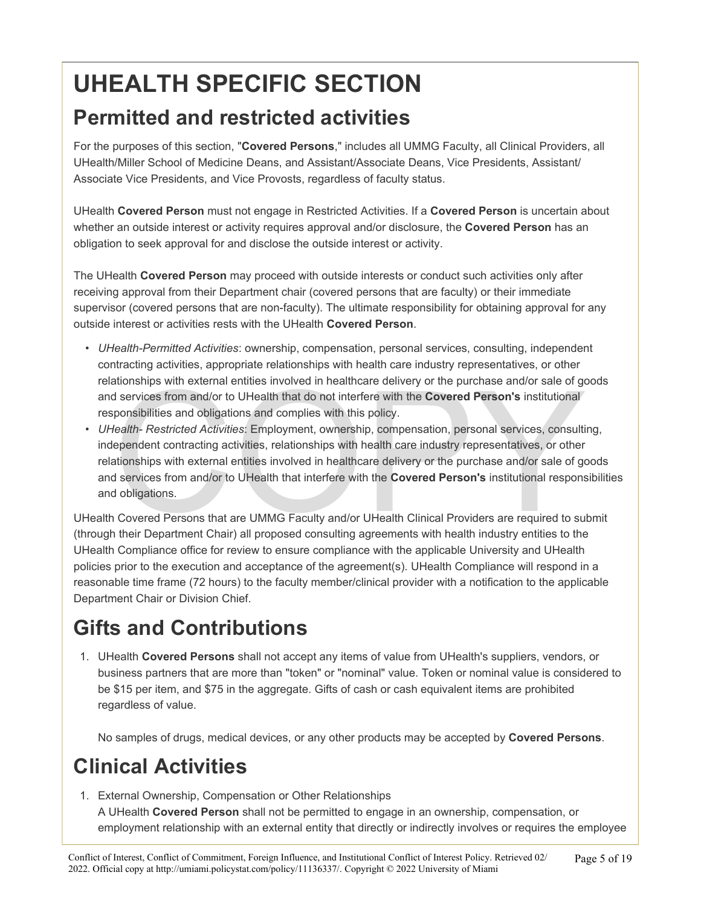# UHEALTH SPECIFIC SECTION

## Permitted and restricted activities

For the purposes of this section, "**Covered Persons**," includes all UMMG Faculty, all Clinical Providers, all UHealth/Miller School of Medicine Deans, and Assistant/Associate Deans, Vice Presidents, Assistant/Associate Vice Presidents, and Vice Provosts, regardless of faculty status.

UHealth **Covered Person** must not engage in Restricted Activities. If a **Covered Person** is uncertain about whether an outside interest or activity requires approval and/or disclosure, the **Covered Person** has an obligation to seek approval for and disclose the outside interest or activity.

The UHealth **Covered Person** may proceed with outside interests or conduct such activities only after receiving approval from their Department chair (covered persons that are faculty) or their immediate supervisor (covered persons that are non-faculty). The ultimate responsibility for obtaining approval for any outside interest or activities rests with the UHealth **Covered Person**.

- *UHealth-Permitted Activities*: ownership, compensation, personal services, consulting, independent contracting activities, appropriate relationships with health care industry representatives, or other relationships with external entities involved in healthcare delivery or the purchase and/or sale of goods and services from and/or to UHealth that do not interfere with the **Covered Person's** institutional responsibilities and obligations and complies with this policy.
- *UHealth- Restricted Activities*: Employment, ownership, compensation, personal services, consulting, independent contracting activities, relationships with health care industry representatives, or other relationships with external entities involved in healthcare delivery or the purchase and/or sale of goods and services from and/or to UHealth that interfere with the **Covered Person's** institutional responsibilities and obligations.

UHealth Covered Persons that are UMMG Faculty and/or UHealth Clinical Providers are required to submit (through their Department Chair) all proposed consulting agreements with health industry entities to the UHealth Compliance office for review to ensure compliance with the applicable University and UHealth policies prior to the execution and acceptance of the agreement(s). UHealth Compliance will respond in a reasonable time frame (72 hours) to the faculty member/clinical provider with a notification to the applicable Department Chair or Division Chief.

# Gifts and Contributions

1. UHealth **Covered Persons** shall not accept any items of value from UHealth's suppliers, vendors, or business partners that are more than "token" or "nominal" value. Token or nominal value is considered to be $15 per item, and $75 in the aggregate. Gifts of cash or cash equivalent items are prohibited regardless of value.

   No samples of drugs, medical devices, or any other products may be accepted by **Covered Persons**.

# Clinical Activities

1. External Ownership, Compensation or Other Relationships
   A UHealth **Covered Person** shall not be permitted to engage in an ownership, compensation, or employment relationship with an external entity that directly or indirectly involves or requires the employee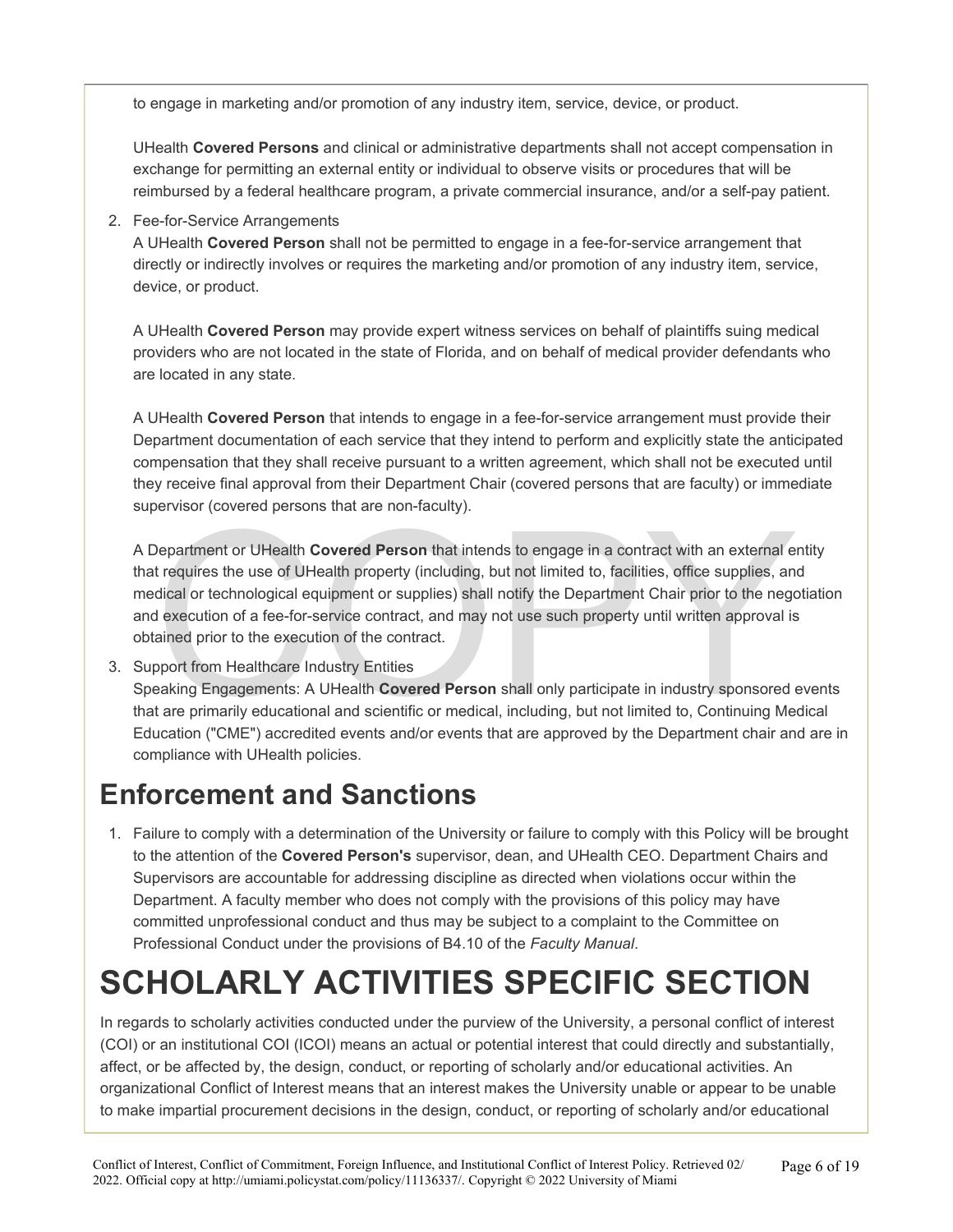to engage in marketing and/or promotion of any industry item, service, device, or product.

UHealth **Covered Persons** and clinical or administrative departments shall not accept compensation in exchange for permitting an external entity or individual to observe visits or procedures that will be reimbursed by a federal healthcare program, a private commercial insurance, and/or a self-pay patient.

2. Fee-for-Service Arrangements
   A UHealth **Covered Person** shall not be permitted to engage in a fee-for-service arrangement that directly or indirectly involves or requires the marketing and/or promotion of any industry item, service, device, or product.

   A UHealth **Covered Person** may provide expert witness services on behalf of plaintiffs suing medical providers who are not located in the state of Florida, and on behalf of medical provider defendants who are located in any state.

   A UHealth **Covered Person** that intends to engage in a fee-for-service arrangement must provide their Department documentation of each service that they intend to perform and explicitly state the anticipated compensation that they shall receive pursuant to a written agreement, which shall not be executed until they receive final approval from their Department Chair (covered persons that are faculty) or immediate supervisor (covered persons that are non-faculty).

   A Department or UHealth **Covered Person** that intends to engage in a contract with an external entity that requires the use of UHealth property (including, but not limited to, facilities, office supplies, and medical or technological equipment or supplies) shall notify the Department Chair prior to the negotiation and execution of a fee-for-service contract, and may not use such property until written approval is obtained prior to the execution of the contract.

3. Support from Healthcare Industry Entities
   Speaking Engagements: A UHealth **Covered Person** shall only participate in industry sponsored events that are primarily educational and scientific or medical, including, but not limited to, Continuing Medical Education ("CME") accredited events and/or events that are approved by the Department chair and are in compliance with UHealth policies.

## Enforcement and Sanctions

1. Failure to comply with a determination of the University or failure to comply with this Policy will be brought to the attention of the **Covered Person's** supervisor, dean, and UHealth CEO. Department Chairs and Supervisors are accountable for addressing discipline as directed when violations occur within the Department. A faculty member who does not comply with the provisions of this policy may have committed unprofessional conduct and thus may be subject to a complaint to the Committee on Professional Conduct under the provisions of B4.10 of the *Faculty Manual*.

# SCHOLARLY ACTIVITIES SPECIFIC SECTION

In regards to scholarly activities conducted under the purview of the University, a personal conflict of interest (COI) or an institutional COI (ICOI) means an actual or potential interest that could directly and substantially, affect, or be affected by, the design, conduct, or reporting of scholarly and/or educational activities. An organizational Conflict of Interest means that an interest makes the University unable or appear to be unable to make impartial procurement decisions in the design, conduct, or reporting of scholarly and/or educational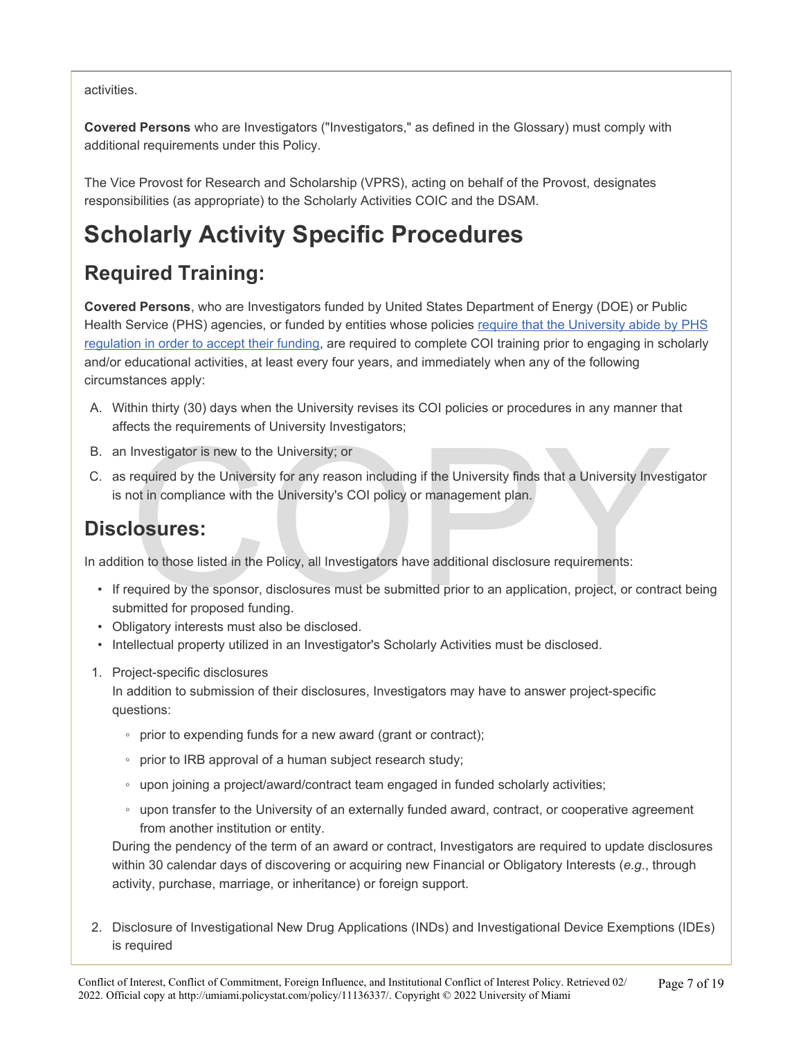activities.

**Covered Persons** who are Investigators ("Investigators," as defined in the Glossary) must comply with additional requirements under this Policy.

The Vice Provost for Research and Scholarship (VPRS), acting on behalf of the Provost, designates responsibilities (as appropriate) to the Scholarly Activities COIC and the DSAM.

# Scholarly Activity Specific Procedures

## Required Training:

**Covered Persons**, who are Investigators funded by United States Department of Energy (DOE) or Public Health Service (PHS) agencies, or funded by entities whose policies require that the University abide by PHS regulation in order to accept their funding, are required to complete COI training prior to engaging in scholarly and/or educational activities, at least every four years, and immediately when any of the following circumstances apply:

A. Within thirty (30) days when the University revises its COI policies or procedures in any manner that affects the requirements of University Investigators;
B. an Investigator is new to the University; or
C. as required by the University for any reason including if the University finds that a University Investigator is not in compliance with the University's COI policy or management plan.

## Disclosures:

In addition to those listed in the Policy, all Investigators have additional disclosure requirements:

- If required by the sponsor, disclosures must be submitted prior to an application, project, or contract being submitted for proposed funding.
- Obligatory interests must also be disclosed.
- Intellectual property utilized in an Investigator's Scholarly Activities must be disclosed.

1. Project-specific disclosures
   In addition to submission of their disclosures, Investigators may have to answer project-specific questions:
   - prior to expending funds for a new award (grant or contract);
   - prior to IRB approval of a human subject research study;
   - upon joining a project/award/contract team engaged in funded scholarly activities;
   - upon transfer to the University of an externally funded award, contract, or cooperative agreement from another institution or entity.

   During the pendency of the term of an award or contract, Investigators are required to update disclosures within 30 calendar days of discovering or acquiring new Financial or Obligatory Interests (*e.g.*, through activity, purchase, marriage, or inheritance) or foreign support.

2. Disclosure of Investigational New Drug Applications (INDs) and Investigational Device Exemptions (IDEs) is required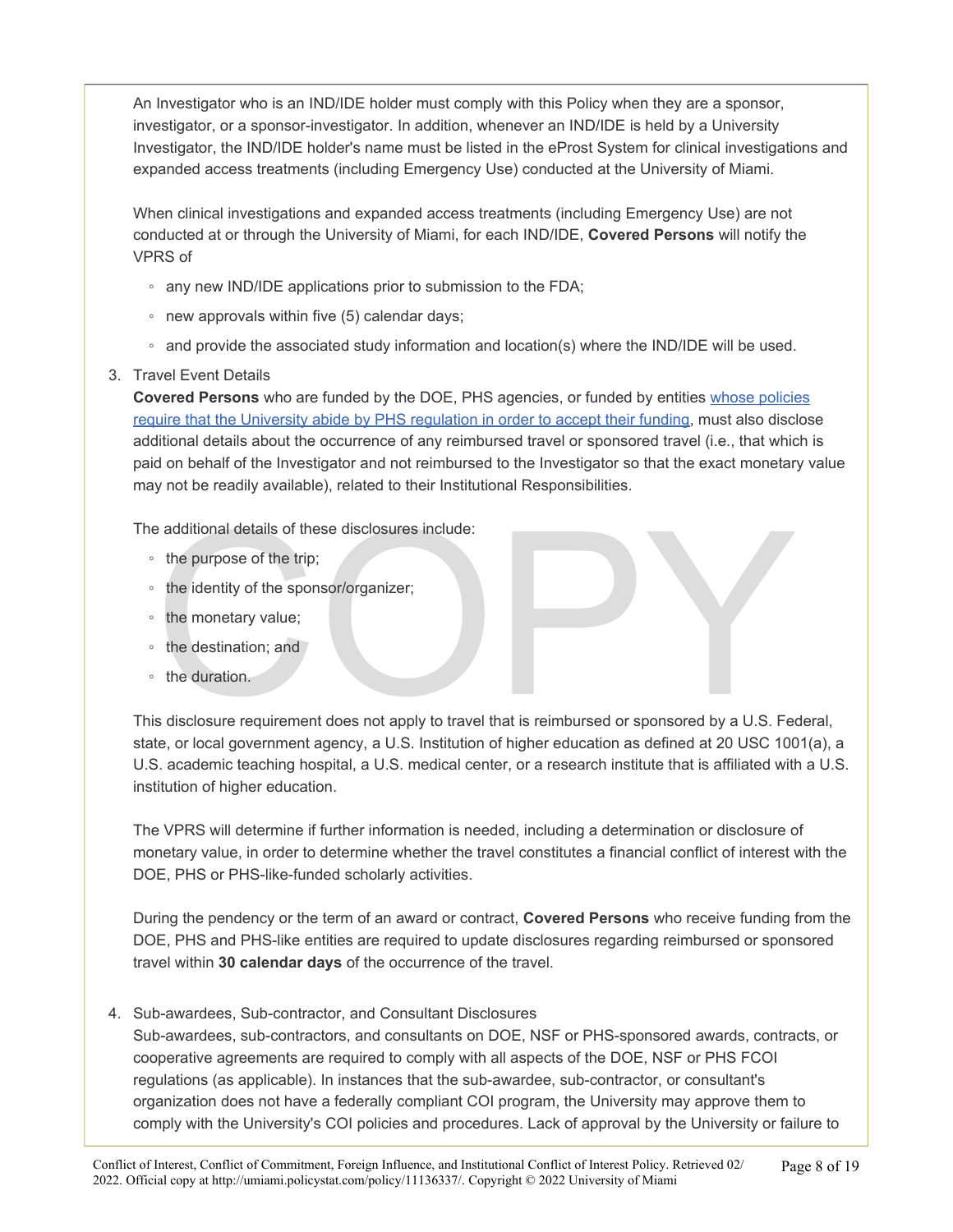An Investigator who is an IND/IDE holder must comply with this Policy when they are a sponsor, investigator, or a sponsor-investigator. In addition, whenever an IND/IDE is held by a University Investigator, the IND/IDE holder's name must be listed in the eProst System for clinical investigations and expanded access treatments (including Emergency Use) conducted at the University of Miami.

When clinical investigations and expanded access treatments (including Emergency Use) are not conducted at or through the University of Miami, for each IND/IDE, **Covered Persons** will notify the VPRS of

- any new IND/IDE applications prior to submission to the FDA;
- new approvals within five (5) calendar days;
- and provide the associated study information and location(s) where the IND/IDE will be used.

3. Travel Event Details
**Covered Persons** who are funded by the DOE, PHS agencies, or funded by entities whose policies require that the University abide by PHS regulation in order to accept their funding, must also disclose additional details about the occurrence of any reimbursed travel or sponsored travel (i.e., that which is paid on behalf of the Investigator and not reimbursed to the Investigator so that the exact monetary value may not be readily available), related to their Institutional Responsibilities.

The additional details of these disclosures include:

- the purpose of the trip;
- the identity of the sponsor/organizer;
- the monetary value;
- the destination; and
- the duration.

This disclosure requirement does not apply to travel that is reimbursed or sponsored by a U.S. Federal, state, or local government agency, a U.S. Institution of higher education as defined at 20 USC 1001(a), a U.S. academic teaching hospital, a U.S. medical center, or a research institute that is affiliated with a U.S. institution of higher education.

The VPRS will determine if further information is needed, including a determination or disclosure of monetary value, in order to determine whether the travel constitutes a financial conflict of interest with the DOE, PHS or PHS-like-funded scholarly activities.

During the pendency or the term of an award or contract, **Covered Persons** who receive funding from the DOE, PHS and PHS-like entities are required to update disclosures regarding reimbursed or sponsored travel within **30 calendar days** of the occurrence of the travel.

4. Sub-awardees, Sub-contractor, and Consultant Disclosures
Sub-awardees, sub-contractors, and consultants on DOE, NSF or PHS-sponsored awards, contracts, or cooperative agreements are required to comply with all aspects of the DOE, NSF or PHS FCOI regulations (as applicable). In instances that the sub-awardee, sub-contractor, or consultant's organization does not have a federally compliant COI program, the University may approve them to comply with the University's COI policies and procedures. Lack of approval by the University or failure to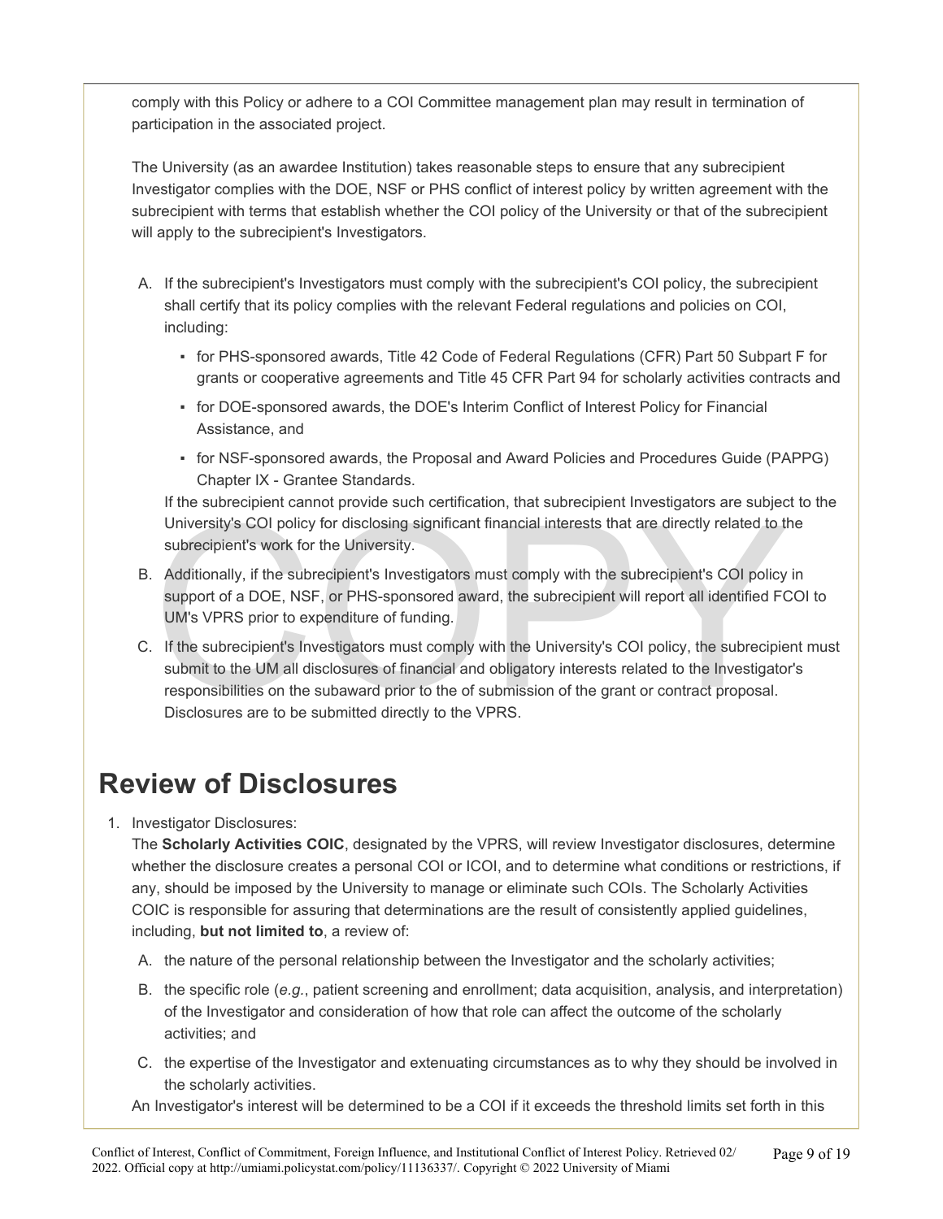comply with this Policy or adhere to a COI Committee management plan may result in termination of participation in the associated project.

The University (as an awardee Institution) takes reasonable steps to ensure that any subrecipient Investigator complies with the DOE, NSF or PHS conflict of interest policy by written agreement with the subrecipient with terms that establish whether the COI policy of the University or that of the subrecipient will apply to the subrecipient's Investigators.

A. If the subrecipient's Investigators must comply with the subrecipient's COI policy, the subrecipient shall certify that its policy complies with the relevant Federal regulations and policies on COI, including:
   - for PHS-sponsored awards, Title 42 Code of Federal Regulations (CFR) Part 50 Subpart F for grants or cooperative agreements and Title 45 CFR Part 94 for scholarly activities contracts and
   - for DOE-sponsored awards, the DOE's Interim Conflict of Interest Policy for Financial Assistance, and
   - for NSF-sponsored awards, the Proposal and Award Policies and Procedures Guide (PAPPG) Chapter IX - Grantee Standards.

   If the subrecipient cannot provide such certification, that subrecipient Investigators are subject to the University's COI policy for disclosing significant financial interests that are directly related to the subrecipient's work for the University.
B. Additionally, if the subrecipient's Investigators must comply with the subrecipient's COI policy in support of a DOE, NSF, or PHS-sponsored award, the subrecipient will report all identified FCOI to UM's VPRS prior to expenditure of funding.
C. If the subrecipient's Investigators must comply with the University's COI policy, the subrecipient must submit to the UM all disclosures of financial and obligatory interests related to the Investigator's responsibilities on the subaward prior to the of submission of the grant or contract proposal. Disclosures are to be submitted directly to the VPRS.

# Review of Disclosures

1. Investigator Disclosures:
   The **Scholarly Activities COIC**, designated by the VPRS, will review Investigator disclosures, determine whether the disclosure creates a personal COI or ICOI, and to determine what conditions or restrictions, if any, should be imposed by the University to manage or eliminate such COIs. The Scholarly Activities COIC is responsible for assuring that determinations are the result of consistently applied guidelines, including, **but not limited to**, a review of:
   A. the nature of the personal relationship between the Investigator and the scholarly activities;
   B. the specific role (*e.g.*, patient screening and enrollment; data acquisition, analysis, and interpretation) of the Investigator and consideration of how that role can affect the outcome of the scholarly activities; and
   C. the expertise of the Investigator and extenuating circumstances as to why they should be involved in the scholarly activities.

   An Investigator's interest will be determined to be a COI if it exceeds the threshold limits set forth in this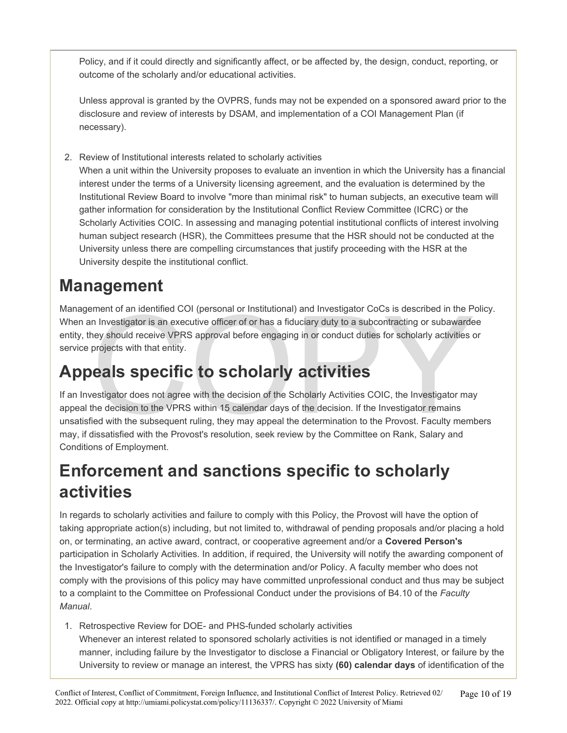Policy, and if it could directly and significantly affect, or be affected by, the design, conduct, reporting, or outcome of the scholarly and/or educational activities.

Unless approval is granted by the OVPRS, funds may not be expended on a sponsored award prior to the disclosure and review of interests by DSAM, and implementation of a COI Management Plan (if necessary).

2. Review of Institutional interests related to scholarly activities
   When a unit within the University proposes to evaluate an invention in which the University has a financial interest under the terms of a University licensing agreement, and the evaluation is determined by the Institutional Review Board to involve "more than minimal risk" to human subjects, an executive team will gather information for consideration by the Institutional Conflict Review Committee (ICRC) or the Scholarly Activities COIC. In assessing and managing potential institutional conflicts of interest involving human subject research (HSR), the Committees presume that the HSR should not be conducted at the University unless there are compelling circumstances that justify proceeding with the HSR at the University despite the institutional conflict.

# Management

Management of an identified COI (personal or Institutional) and Investigator CoCs is described in the Policy. When an Investigator is an executive officer of or has a fiduciary duty to a subcontracting or subawardee entity, they should receive VPRS approval before engaging in or conduct duties for scholarly activities or service projects with that entity.

# Appeals specific to scholarly activities

If an Investigator does not agree with the decision of the Scholarly Activities COIC, the Investigator may appeal the decision to the VPRS within 15 calendar days of the decision. If the Investigator remains unsatisfied with the subsequent ruling, they may appeal the determination to the Provost. Faculty members may, if dissatisfied with the Provost's resolution, seek review by the Committee on Rank, Salary and Conditions of Employment.

# Enforcement and sanctions specific to scholarly activities

In regards to scholarly activities and failure to comply with this Policy, the Provost will have the option of taking appropriate action(s) including, but not limited to, withdrawal of pending proposals and/or placing a hold on, or terminating, an active award, contract, or cooperative agreement and/or a **Covered Person's** participation in Scholarly Activities. In addition, if required, the University will notify the awarding component of the Investigator's failure to comply with the determination and/or Policy. A faculty member who does not comply with the provisions of this policy may have committed unprofessional conduct and thus may be subject to a complaint to the Committee on Professional Conduct under the provisions of B4.10 of the *Faculty Manual*.

1. Retrospective Review for DOE- and PHS-funded scholarly activities
   Whenever an interest related to sponsored scholarly activities is not identified or managed in a timely manner, including failure by the Investigator to disclose a Financial or Obligatory Interest, or failure by the University to review or manage an interest, the VPRS has sixty **(60) calendar days** of identification of the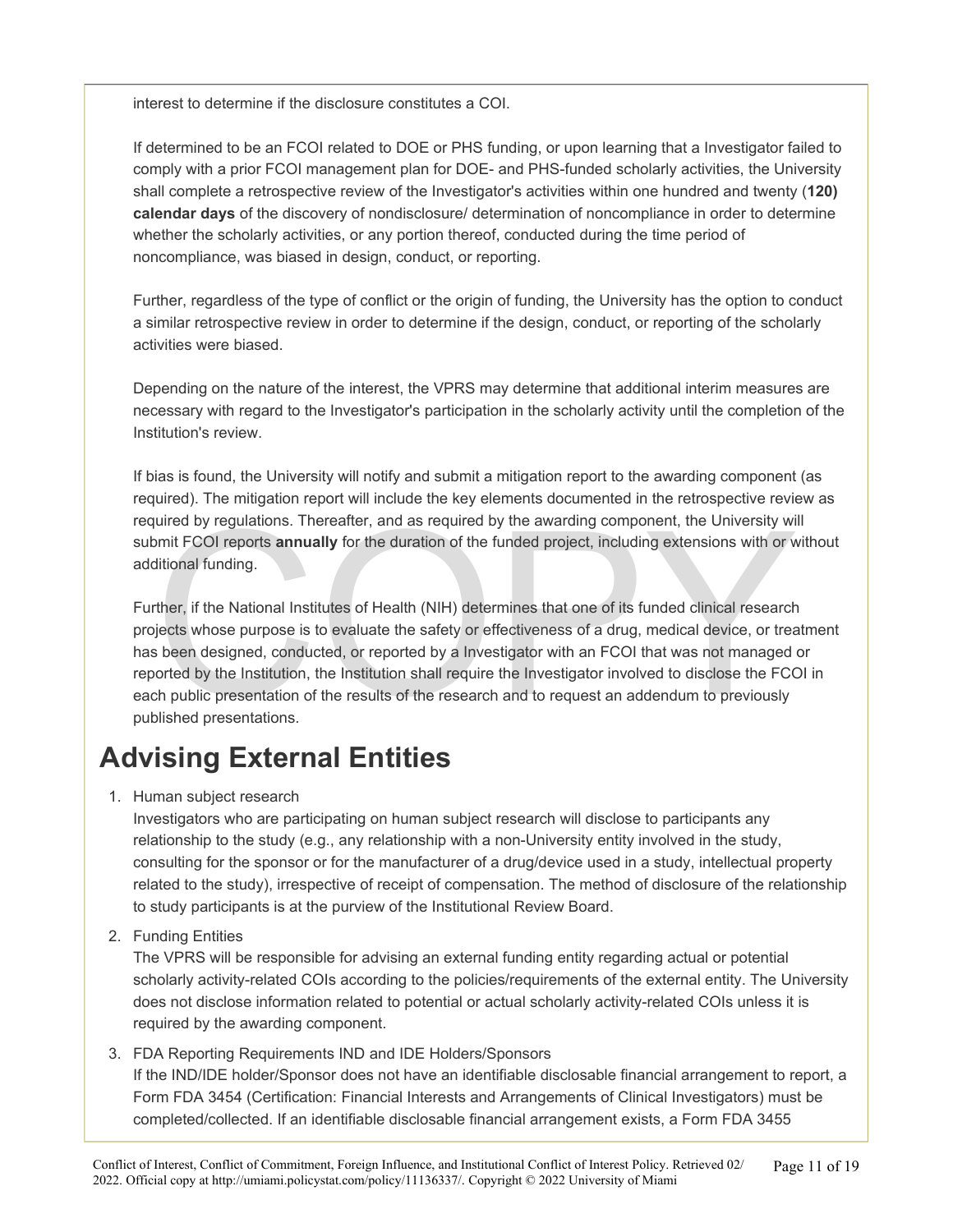interest to determine if the disclosure constitutes a COI.

If determined to be an FCOI related to DOE or PHS funding, or upon learning that a Investigator failed to comply with a prior FCOI management plan for DOE- and PHS-funded scholarly activities, the University shall complete a retrospective review of the Investigator's activities within one hundred and twenty (**120) calendar days** of the discovery of nondisclosure/ determination of noncompliance in order to determine whether the scholarly activities, or any portion thereof, conducted during the time period of noncompliance, was biased in design, conduct, or reporting.

Further, regardless of the type of conflict or the origin of funding, the University has the option to conduct a similar retrospective review in order to determine if the design, conduct, or reporting of the scholarly activities were biased.

Depending on the nature of the interest, the VPRS may determine that additional interim measures are necessary with regard to the Investigator's participation in the scholarly activity until the completion of the Institution's review.

If bias is found, the University will notify and submit a mitigation report to the awarding component (as required). The mitigation report will include the key elements documented in the retrospective review as required by regulations. Thereafter, and as required by the awarding component, the University will submit FCOI reports **annually** for the duration of the funded project, including extensions with or without additional funding.

Further, if the National Institutes of Health (NIH) determines that one of its funded clinical research projects whose purpose is to evaluate the safety or effectiveness of a drug, medical device, or treatment has been designed, conducted, or reported by a Investigator with an FCOI that was not managed or reported by the Institution, the Institution shall require the Investigator involved to disclose the FCOI in each public presentation of the results of the research and to request an addendum to previously published presentations.

## Advising External Entities

1. Human subject research
   Investigators who are participating on human subject research will disclose to participants any relationship to the study (e.g., any relationship with a non-University entity involved in the study, consulting for the sponsor or for the manufacturer of a drug/device used in a study, intellectual property related to the study), irrespective of receipt of compensation. The method of disclosure of the relationship to study participants is at the purview of the Institutional Review Board.
2. Funding Entities
   The VPRS will be responsible for advising an external funding entity regarding actual or potential scholarly activity-related COIs according to the policies/requirements of the external entity. The University does not disclose information related to potential or actual scholarly activity-related COIs unless it is required by the awarding component.
3. FDA Reporting Requirements IND and IDE Holders/Sponsors
   If the IND/IDE holder/Sponsor does not have an identifiable disclosable financial arrangement to report, a Form FDA 3454 (Certification: Financial Interests and Arrangements of Clinical Investigators) must be completed/collected. If an identifiable disclosable financial arrangement exists, a Form FDA 3455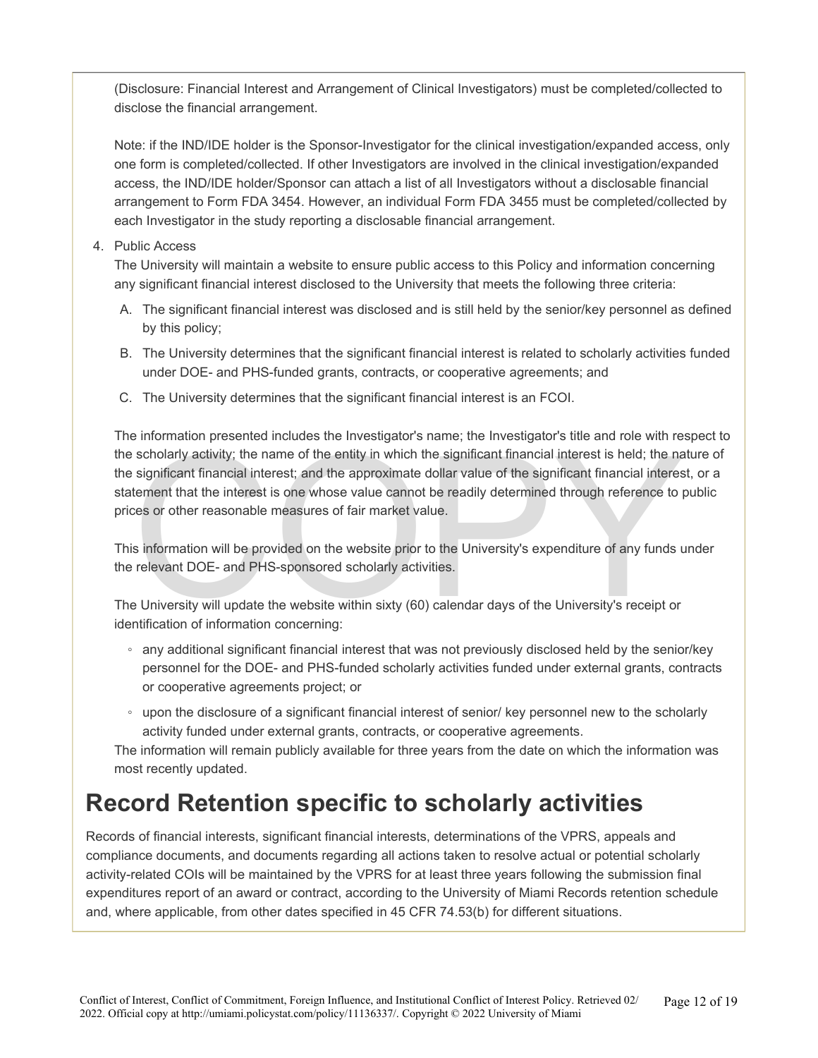(Disclosure: Financial Interest and Arrangement of Clinical Investigators) must be completed/collected to disclose the financial arrangement.

Note: if the IND/IDE holder is the Sponsor-Investigator for the clinical investigation/expanded access, only one form is completed/collected. If other Investigators are involved in the clinical investigation/expanded access, the IND/IDE holder/Sponsor can attach a list of all Investigators without a disclosable financial arrangement to Form FDA 3454. However, an individual Form FDA 3455 must be completed/collected by each Investigator in the study reporting a disclosable financial arrangement.

4. Public Access

   The University will maintain a website to ensure public access to this Policy and information concerning any significant financial interest disclosed to the University that meets the following three criteria:

   A. The significant financial interest was disclosed and is still held by the senior/key personnel as defined by this policy;

   B. The University determines that the significant financial interest is related to scholarly activities funded under DOE- and PHS-funded grants, contracts, or cooperative agreements; and

   C. The University determines that the significant financial interest is an FCOI.

   The information presented includes the Investigator's name; the Investigator's title and role with respect to the scholarly activity; the name of the entity in which the significant financial interest is held; the nature of the significant financial interest; and the approximate dollar value of the significant financial interest, or a statement that the interest is one whose value cannot be readily determined through reference to public prices or other reasonable measures of fair market value.

   This information will be provided on the website prior to the University's expenditure of any funds under the relevant DOE- and PHS-sponsored scholarly activities.

   The University will update the website within sixty (60) calendar days of the University's receipt or identification of information concerning:

   - any additional significant financial interest that was not previously disclosed held by the senior/key personnel for the DOE- and PHS-funded scholarly activities funded under external grants, contracts or cooperative agreements project; or
   - upon the disclosure of a significant financial interest of senior/ key personnel new to the scholarly activity funded under external grants, contracts, or cooperative agreements.

   The information will remain publicly available for three years from the date on which the information was most recently updated.

# Record Retention specific to scholarly activities

Records of financial interests, significant financial interests, determinations of the VPRS, appeals and compliance documents, and documents regarding all actions taken to resolve actual or potential scholarly activity-related COIs will be maintained by the VPRS for at least three years following the submission final expenditures report of an award or contract, according to the University of Miami Records retention schedule and, where applicable, from other dates specified in 45 CFR 74.53(b) for different situations.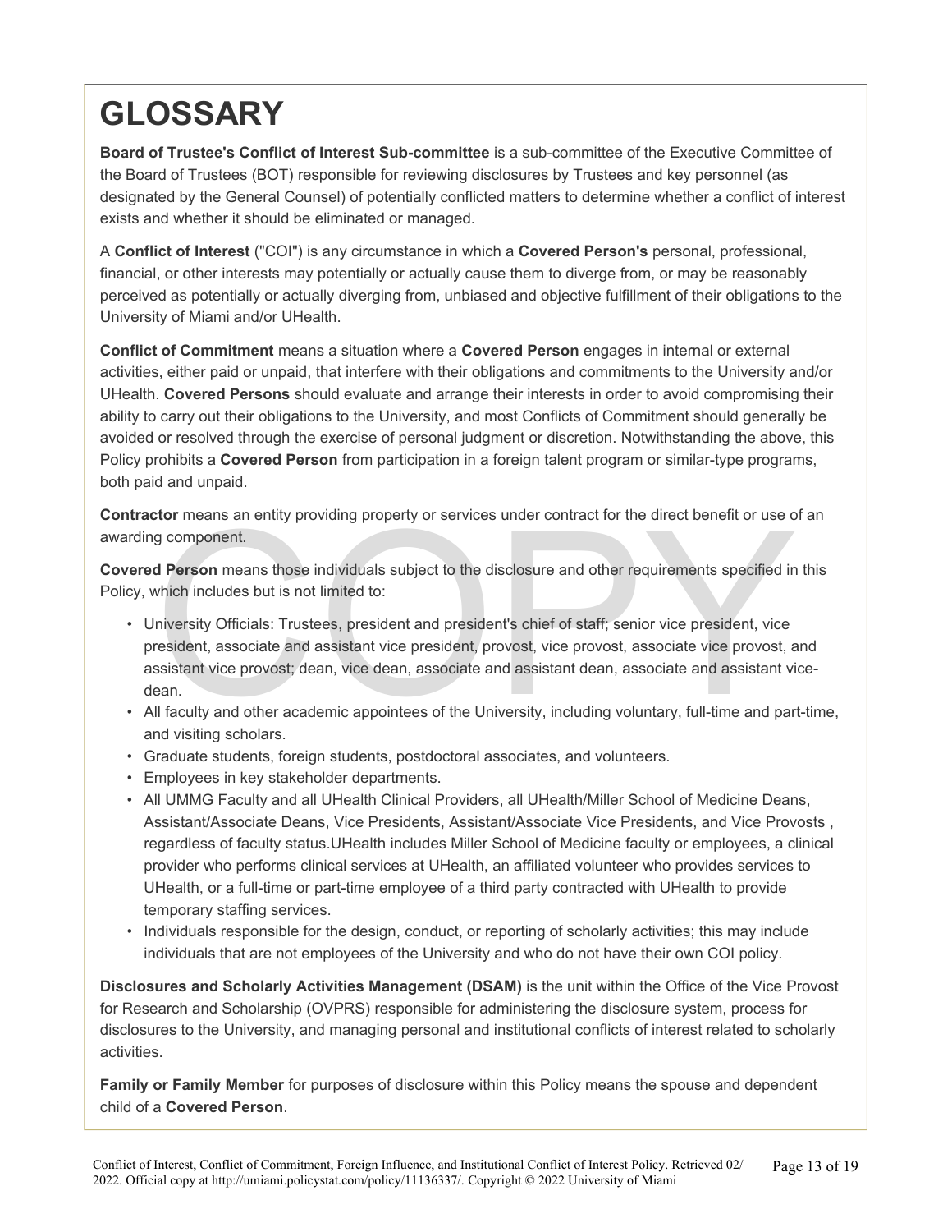# GLOSSARY

**Board of Trustee's Conflict of Interest Sub-committee** is a sub-committee of the Executive Committee of the Board of Trustees (BOT) responsible for reviewing disclosures by Trustees and key personnel (as designated by the General Counsel) of potentially conflicted matters to determine whether a conflict of interest exists and whether it should be eliminated or managed.

A **Conflict of Interest** ("COI") is any circumstance in which a **Covered Person's** personal, professional, financial, or other interests may potentially or actually cause them to diverge from, or may be reasonably perceived as potentially or actually diverging from, unbiased and objective fulfillment of their obligations to the University of Miami and/or UHealth.

**Conflict of Commitment** means a situation where a **Covered Person** engages in internal or external activities, either paid or unpaid, that interfere with their obligations and commitments to the University and/or UHealth. **Covered Persons** should evaluate and arrange their interests in order to avoid compromising their ability to carry out their obligations to the University, and most Conflicts of Commitment should generally be avoided or resolved through the exercise of personal judgment or discretion. Notwithstanding the above, this Policy prohibits a **Covered Person** from participation in a foreign talent program or similar-type programs, both paid and unpaid.

**Contractor** means an entity providing property or services under contract for the direct benefit or use of an awarding component.

**Covered Person** means those individuals subject to the disclosure and other requirements specified in this Policy, which includes but is not limited to:

- University Officials: Trustees, president and president's chief of staff; senior vice president, vice president, associate and assistant vice president, provost, vice provost, associate vice provost, and assistant vice provost; dean, vice dean, associate and assistant dean, associate and assistant vice-dean.
- All faculty and other academic appointees of the University, including voluntary, full-time and part-time, and visiting scholars.
- Graduate students, foreign students, postdoctoral associates, and volunteers.
- Employees in key stakeholder departments.
- All UMMG Faculty and all UHealth Clinical Providers, all UHealth/Miller School of Medicine Deans, Assistant/Associate Deans, Vice Presidents, Assistant/Associate Vice Presidents, and Vice Provosts , regardless of faculty status.UHealth includes Miller School of Medicine faculty or employees, a clinical provider who performs clinical services at UHealth, an affiliated volunteer who provides services to UHealth, or a full-time or part-time employee of a third party contracted with UHealth to provide temporary staffing services.
- Individuals responsible for the design, conduct, or reporting of scholarly activities; this may include individuals that are not employees of the University and who do not have their own COI policy.

**Disclosures and Scholarly Activities Management (DSAM)** is the unit within the Office of the Vice Provost for Research and Scholarship (OVPRS) responsible for administering the disclosure system, process for disclosures to the University, and managing personal and institutional conflicts of interest related to scholarly activities.

**Family or Family Member** for purposes of disclosure within this Policy means the spouse and dependent child of a **Covered Person**.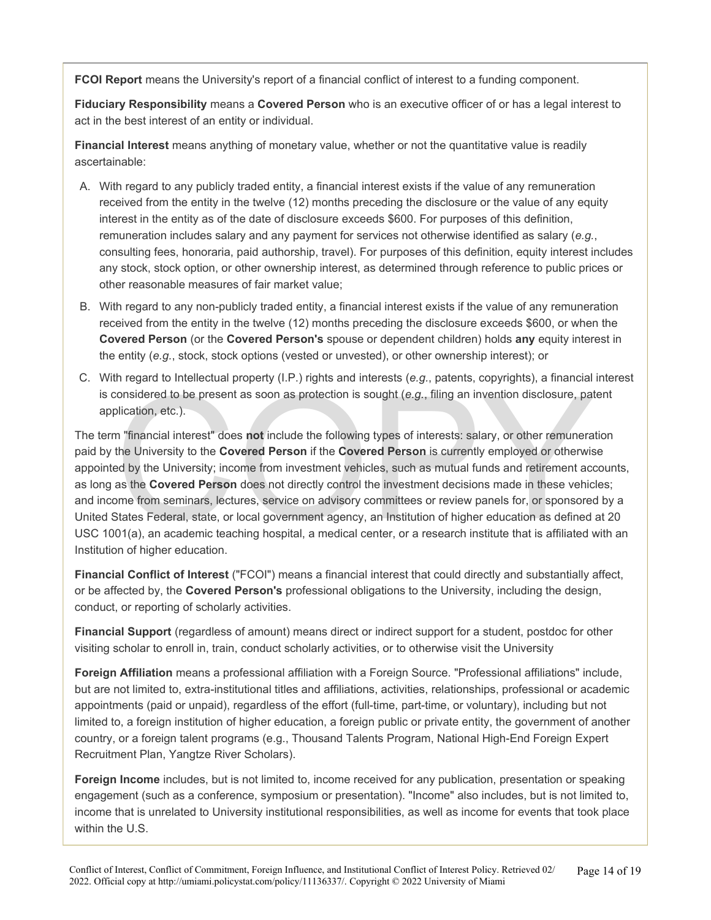**FCOI Report** means the University's report of a financial conflict of interest to a funding component.

**Fiduciary Responsibility** means a **Covered Person** who is an executive officer of or has a legal interest to act in the best interest of an entity or individual.

**Financial Interest** means anything of monetary value, whether or not the quantitative value is readily ascertainable:

A. With regard to any publicly traded entity, a financial interest exists if the value of any remuneration received from the entity in the twelve (12) months preceding the disclosure or the value of any equity interest in the entity as of the date of disclosure exceeds $600. For purposes of this definition, remuneration includes salary and any payment for services not otherwise identified as salary (*e.g.*, consulting fees, honoraria, paid authorship, travel). For purposes of this definition, equity interest includes any stock, stock option, or other ownership interest, as determined through reference to public prices or other reasonable measures of fair market value;

B. With regard to any non-publicly traded entity, a financial interest exists if the value of any remuneration received from the entity in the twelve (12) months preceding the disclosure exceeds $600, or when the **Covered Person** (or the **Covered Person's** spouse or dependent children) holds **any** equity interest in the entity (*e.g.*, stock, stock options (vested or unvested), or other ownership interest); or

C. With regard to Intellectual property (I.P.) rights and interests (*e.g.*, patents, copyrights), a financial interest is considered to be present as soon as protection is sought (*e.g.*, filing an invention disclosure, patent application, etc.).

The term "financial interest" does **not** include the following types of interests: salary, or other remuneration paid by the University to the **Covered Person** if the **Covered Person** is currently employed or otherwise appointed by the University; income from investment vehicles, such as mutual funds and retirement accounts, as long as the **Covered Person** does not directly control the investment decisions made in these vehicles; and income from seminars, lectures, service on advisory committees or review panels for, or sponsored by a United States Federal, state, or local government agency, an Institution of higher education as defined at 20 USC 1001(a), an academic teaching hospital, a medical center, or a research institute that is affiliated with an Institution of higher education.

**Financial Conflict of Interest** ("FCOI") means a financial interest that could directly and substantially affect, or be affected by, the **Covered Person's** professional obligations to the University, including the design, conduct, or reporting of scholarly activities.

**Financial Support** (regardless of amount) means direct or indirect support for a student, postdoc for other visiting scholar to enroll in, train, conduct scholarly activities, or to otherwise visit the University

**Foreign Affiliation** means a professional affiliation with a Foreign Source. "Professional affiliations" include, but are not limited to, extra-institutional titles and affiliations, activities, relationships, professional or academic appointments (paid or unpaid), regardless of the effort (full-time, part-time, or voluntary), including but not limited to, a foreign institution of higher education, a foreign public or private entity, the government of another country, or a foreign talent programs (e.g., Thousand Talents Program, National High-End Foreign Expert Recruitment Plan, Yangtze River Scholars).

**Foreign Income** includes, but is not limited to, income received for any publication, presentation or speaking engagement (such as a conference, symposium or presentation). "Income" also includes, but is not limited to, income that is unrelated to University institutional responsibilities, as well as income for events that took place within the U.S.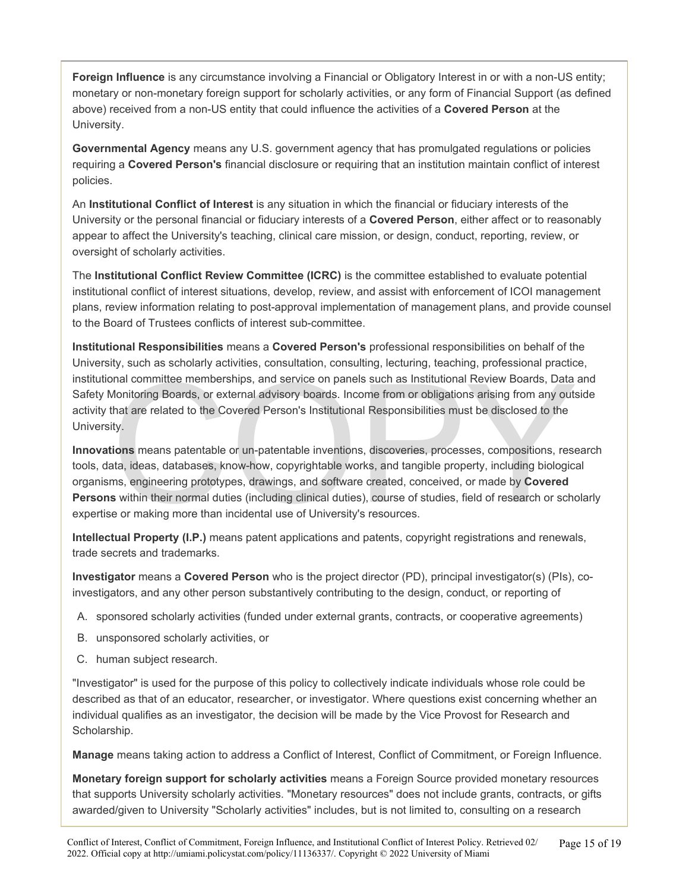**Foreign Influence** is any circumstance involving a Financial or Obligatory Interest in or with a non-US entity; monetary or non-monetary foreign support for scholarly activities, or any form of Financial Support (as defined above) received from a non-US entity that could influence the activities of a **Covered Person** at the University.

**Governmental Agency** means any U.S. government agency that has promulgated regulations or policies requiring a **Covered Person's** financial disclosure or requiring that an institution maintain conflict of interest policies.

An **Institutional Conflict of Interest** is any situation in which the financial or fiduciary interests of the University or the personal financial or fiduciary interests of a **Covered Person**, either affect or to reasonably appear to affect the University's teaching, clinical care mission, or design, conduct, reporting, review, or oversight of scholarly activities.

The **Institutional Conflict Review Committee (ICRC)** is the committee established to evaluate potential institutional conflict of interest situations, develop, review, and assist with enforcement of ICOI management plans, review information relating to post-approval implementation of management plans, and provide counsel to the Board of Trustees conflicts of interest sub-committee.

**Institutional Responsibilities** means a **Covered Person's** professional responsibilities on behalf of the University, such as scholarly activities, consultation, consulting, lecturing, teaching, professional practice, institutional committee memberships, and service on panels such as Institutional Review Boards, Data and Safety Monitoring Boards, or external advisory boards. Income from or obligations arising from any outside activity that are related to the Covered Person's Institutional Responsibilities must be disclosed to the University.

**Innovations** means patentable or un-patentable inventions, discoveries, processes, compositions, research tools, data, ideas, databases, know-how, copyrightable works, and tangible property, including biological organisms, engineering prototypes, drawings, and software created, conceived, or made by **Covered Persons** within their normal duties (including clinical duties), course of studies, field of research or scholarly expertise or making more than incidental use of University's resources.

**Intellectual Property (I.P.)** means patent applications and patents, copyright registrations and renewals, trade secrets and trademarks.

**Investigator** means a **Covered Person** who is the project director (PD), principal investigator(s) (PIs), co-investigators, and any other person substantively contributing to the design, conduct, or reporting of

A. sponsored scholarly activities (funded under external grants, contracts, or cooperative agreements)
B. unsponsored scholarly activities, or
C. human subject research.

"Investigator" is used for the purpose of this policy to collectively indicate individuals whose role could be described as that of an educator, researcher, or investigator. Where questions exist concerning whether an individual qualifies as an investigator, the decision will be made by the Vice Provost for Research and Scholarship.

**Manage** means taking action to address a Conflict of Interest, Conflict of Commitment, or Foreign Influence.

**Monetary foreign support for scholarly activities** means a Foreign Source provided monetary resources that supports University scholarly activities. "Monetary resources" does not include grants, contracts, or gifts awarded/given to University "Scholarly activities" includes, but is not limited to, consulting on a research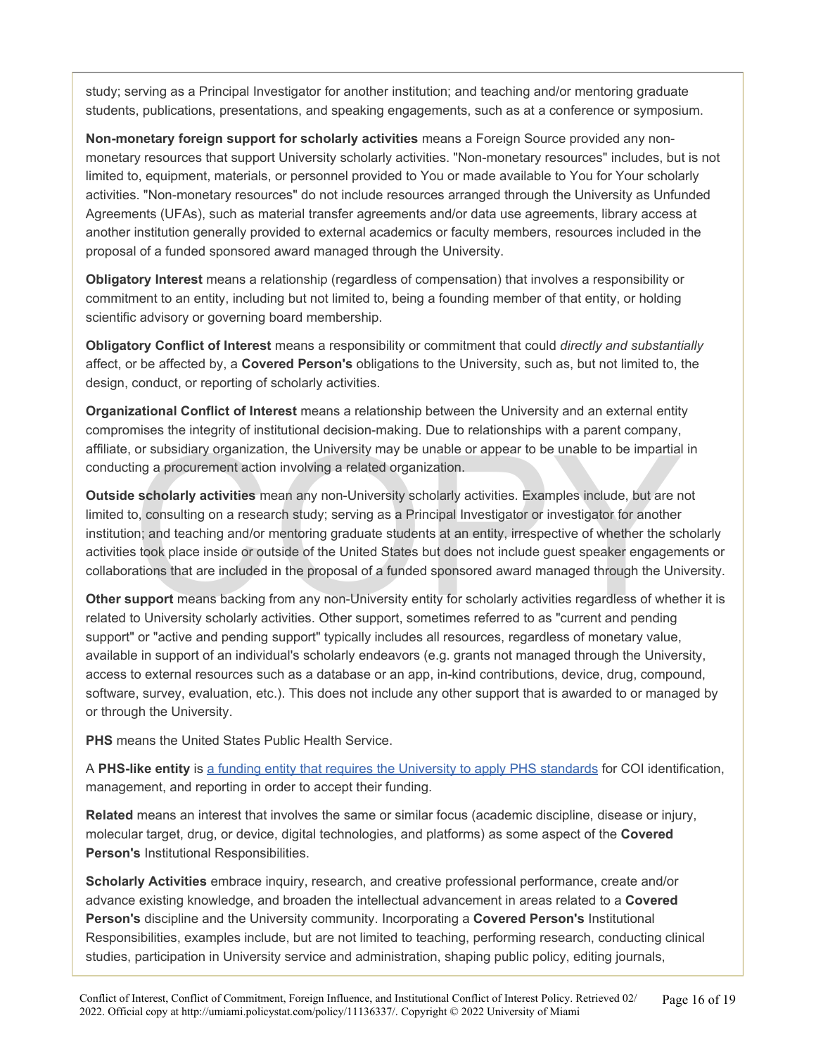study; serving as a Principal Investigator for another institution; and teaching and/or mentoring graduate students, publications, presentations, and speaking engagements, such as at a conference or symposium.

**Non-monetary foreign support for scholarly activities** means a Foreign Source provided any non-monetary resources that support University scholarly activities. "Non-monetary resources" includes, but is not limited to, equipment, materials, or personnel provided to You or made available to You for Your scholarly activities. "Non-monetary resources" do not include resources arranged through the University as Unfunded Agreements (UFAs), such as material transfer agreements and/or data use agreements, library access at another institution generally provided to external academics or faculty members, resources included in the proposal of a funded sponsored award managed through the University.

**Obligatory Interest** means a relationship (regardless of compensation) that involves a responsibility or commitment to an entity, including but not limited to, being a founding member of that entity, or holding scientific advisory or governing board membership.

**Obligatory Conflict of Interest** means a responsibility or commitment that could *directly and substantially* affect, or be affected by, a **Covered Person's** obligations to the University, such as, but not limited to, the design, conduct, or reporting of scholarly activities.

**Organizational Conflict of Interest** means a relationship between the University and an external entity compromises the integrity of institutional decision-making. Due to relationships with a parent company, affiliate, or subsidiary organization, the University may be unable or appear to be unable to be impartial in conducting a procurement action involving a related organization.

**Outside scholarly activities** mean any non-University scholarly activities. Examples include, but are not limited to, consulting on a research study; serving as a Principal Investigator or investigator for another institution; and teaching and/or mentoring graduate students at an entity, irrespective of whether the scholarly activities took place inside or outside of the United States but does not include guest speaker engagements or collaborations that are included in the proposal of a funded sponsored award managed through the University.

**Other support** means backing from any non-University entity for scholarly activities regardless of whether it is related to University scholarly activities. Other support, sometimes referred to as "current and pending support" or "active and pending support" typically includes all resources, regardless of monetary value, available in support of an individual's scholarly endeavors (e.g. grants not managed through the University, access to external resources such as a database or an app, in-kind contributions, device, drug, compound, software, survey, evaluation, etc.). This does not include any other support that is awarded to or managed by or through the University.

**PHS** means the United States Public Health Service.

A **PHS-like entity** is [a funding entity that requires the University to apply PHS standards]() for COI identification, management, and reporting in order to accept their funding.

**Related** means an interest that involves the same or similar focus (academic discipline, disease or injury, molecular target, drug, or device, digital technologies, and platforms) as some aspect of the **Covered Person's** Institutional Responsibilities.

**Scholarly Activities** embrace inquiry, research, and creative professional performance, create and/or advance existing knowledge, and broaden the intellectual advancement in areas related to a **Covered Person's** discipline and the University community. Incorporating a **Covered Person's** Institutional Responsibilities, examples include, but are not limited to teaching, performing research, conducting clinical studies, participation in University service and administration, shaping public policy, editing journals,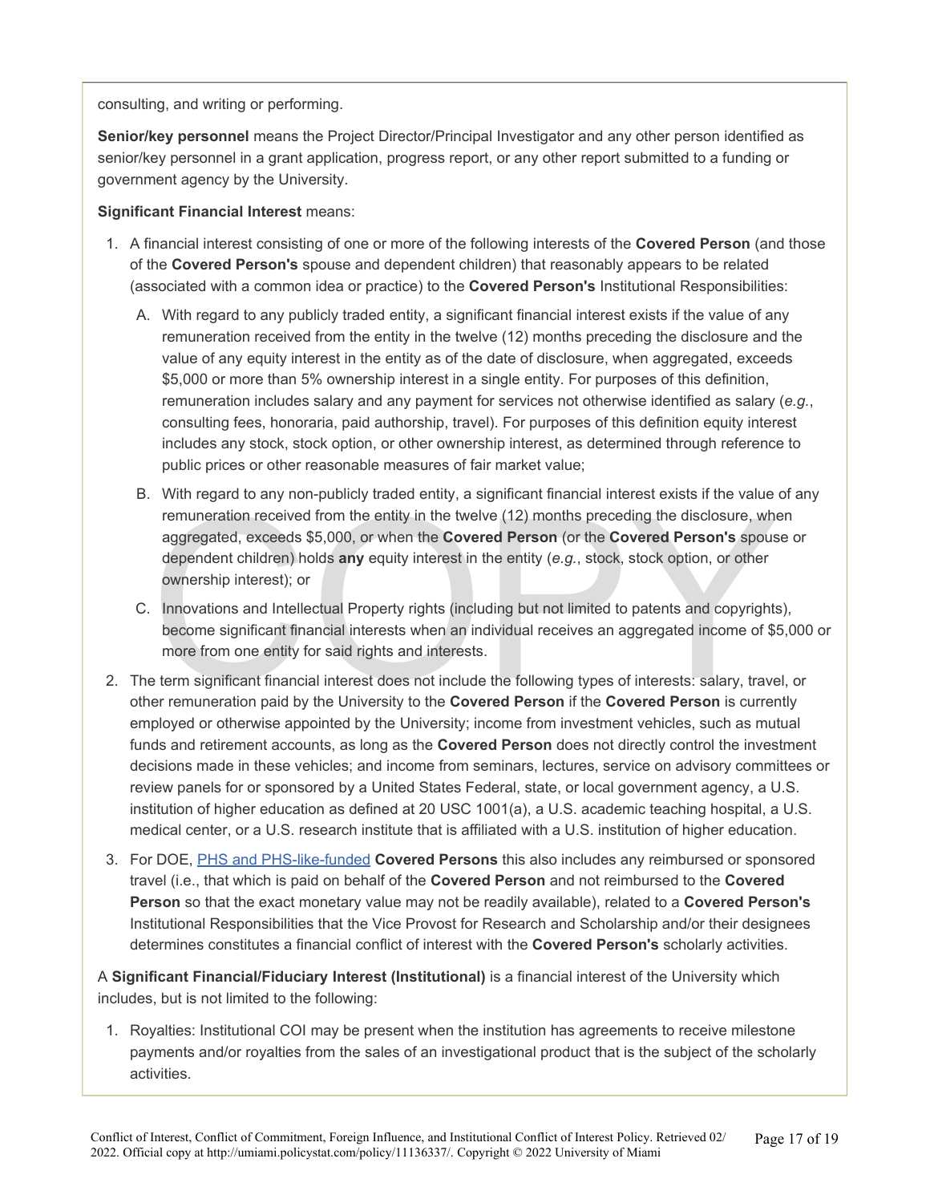consulting, and writing or performing.

**Senior/key personnel** means the Project Director/Principal Investigator and any other person identified as senior/key personnel in a grant application, progress report, or any other report submitted to a funding or government agency by the University.

**Significant Financial Interest** means:

1. A financial interest consisting of one or more of the following interests of the **Covered Person** (and those of the **Covered Person's** spouse and dependent children) that reasonably appears to be related (associated with a common idea or practice) to the **Covered Person's** Institutional Responsibilities:
   A. With regard to any publicly traded entity, a significant financial interest exists if the value of any remuneration received from the entity in the twelve (12) months preceding the disclosure and the value of any equity interest in the entity as of the date of disclosure, when aggregated, exceeds $5,000 or more than 5% ownership interest in a single entity. For purposes of this definition, remuneration includes salary and any payment for services not otherwise identified as salary (*e.g.*, consulting fees, honoraria, paid authorship, travel). For purposes of this definition equity interest includes any stock, stock option, or other ownership interest, as determined through reference to public prices or other reasonable measures of fair market value;
   B. With regard to any non-publicly traded entity, a significant financial interest exists if the value of any remuneration received from the entity in the twelve (12) months preceding the disclosure, when aggregated, exceeds $5,000, or when the **Covered Person** (or the **Covered Person's** spouse or dependent children) holds **any** equity interest in the entity (*e.g.*, stock, stock option, or other ownership interest); or
   C. Innovations and Intellectual Property rights (including but not limited to patents and copyrights), become significant financial interests when an individual receives an aggregated income of $5,000 or more from one entity for said rights and interests.
2. The term significant financial interest does not include the following types of interests: salary, travel, or other remuneration paid by the University to the **Covered Person** if the **Covered Person** is currently employed or otherwise appointed by the University; income from investment vehicles, such as mutual funds and retirement accounts, as long as the **Covered Person** does not directly control the investment decisions made in these vehicles; and income from seminars, lectures, service on advisory committees or review panels for or sponsored by a United States Federal, state, or local government agency, a U.S. institution of higher education as defined at 20 USC 1001(a), a U.S. academic teaching hospital, a U.S. medical center, or a U.S. research institute that is affiliated with a U.S. institution of higher education.
3. For DOE, PHS and PHS-like-funded **Covered Persons** this also includes any reimbursed or sponsored travel (i.e., that which is paid on behalf of the **Covered Person** and not reimbursed to the **Covered Person** so that the exact monetary value may not be readily available), related to a **Covered Person's** Institutional Responsibilities that the Vice Provost for Research and Scholarship and/or their designees determines constitutes a financial conflict of interest with the **Covered Person's** scholarly activities.

A **Significant Financial/Fiduciary Interest (Institutional)** is a financial interest of the University which includes, but is not limited to the following:

1. Royalties: Institutional COI may be present when the institution has agreements to receive milestone payments and/or royalties from the sales of an investigational product that is the subject of the scholarly activities.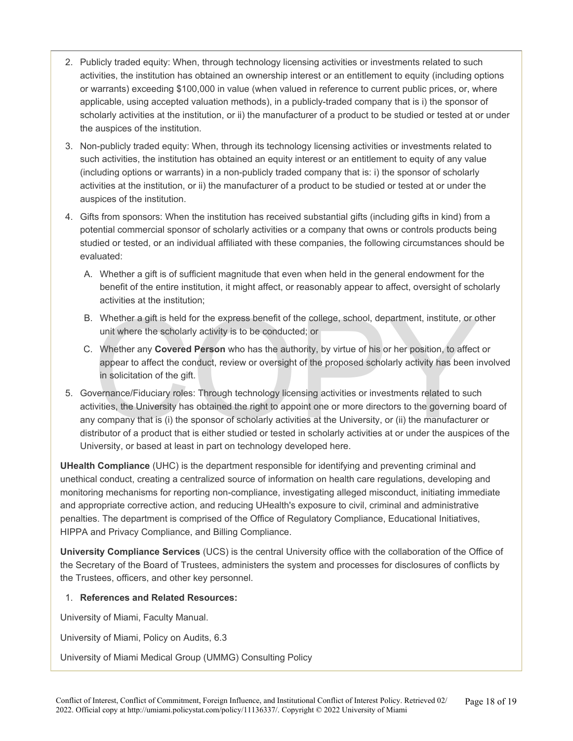2. Publicly traded equity: When, through technology licensing activities or investments related to such activities, the institution has obtained an ownership interest or an entitlement to equity (including options or warrants) exceeding $100,000 in value (when valued in reference to current public prices, or, where applicable, using accepted valuation methods), in a publicly-traded company that is i) the sponsor of scholarly activities at the institution, or ii) the manufacturer of a product to be studied or tested at or under the auspices of the institution.
3. Non-publicly traded equity: When, through its technology licensing activities or investments related to such activities, the institution has obtained an equity interest or an entitlement to equity of any value (including options or warrants) in a non-publicly traded company that is: i) the sponsor of scholarly activities at the institution, or ii) the manufacturer of a product to be studied or tested at or under the auspices of the institution.
4. Gifts from sponsors: When the institution has received substantial gifts (including gifts in kind) from a potential commercial sponsor of scholarly activities or a company that owns or controls products being studied or tested, or an individual affiliated with these companies, the following circumstances should be evaluated:
   A. Whether a gift is of sufficient magnitude that even when held in the general endowment for the benefit of the entire institution, it might affect, or reasonably appear to affect, oversight of scholarly activities at the institution;
   B. Whether a gift is held for the express benefit of the college, school, department, institute, or other unit where the scholarly activity is to be conducted; or
   C. Whether any **Covered Person** who has the authority, by virtue of his or her position, to affect or appear to affect the conduct, review or oversight of the proposed scholarly activity has been involved in solicitation of the gift.
5. Governance/Fiduciary roles: Through technology licensing activities or investments related to such activities, the University has obtained the right to appoint one or more directors to the governing board of any company that is (i) the sponsor of scholarly activities at the University, or (ii) the manufacturer or distributor of a product that is either studied or tested in scholarly activities at or under the auspices of the University, or based at least in part on technology developed here.

**UHealth Compliance** (UHC) is the department responsible for identifying and preventing criminal and unethical conduct, creating a centralized source of information on health care regulations, developing and monitoring mechanisms for reporting non-compliance, investigating alleged misconduct, initiating immediate and appropriate corrective action, and reducing UHealth's exposure to civil, criminal and administrative penalties. The department is comprised of the Office of Regulatory Compliance, Educational Initiatives, HIPPA and Privacy Compliance, and Billing Compliance.

**University Compliance Services** (UCS) is the central University office with the collaboration of the Office of the Secretary of the Board of Trustees, administers the system and processes for disclosures of conflicts by the Trustees, officers, and other key personnel.

1. **References and Related Resources:**

University of Miami, Faculty Manual.

University of Miami, Policy on Audits, 6.3

University of Miami Medical Group (UMMG) Consulting Policy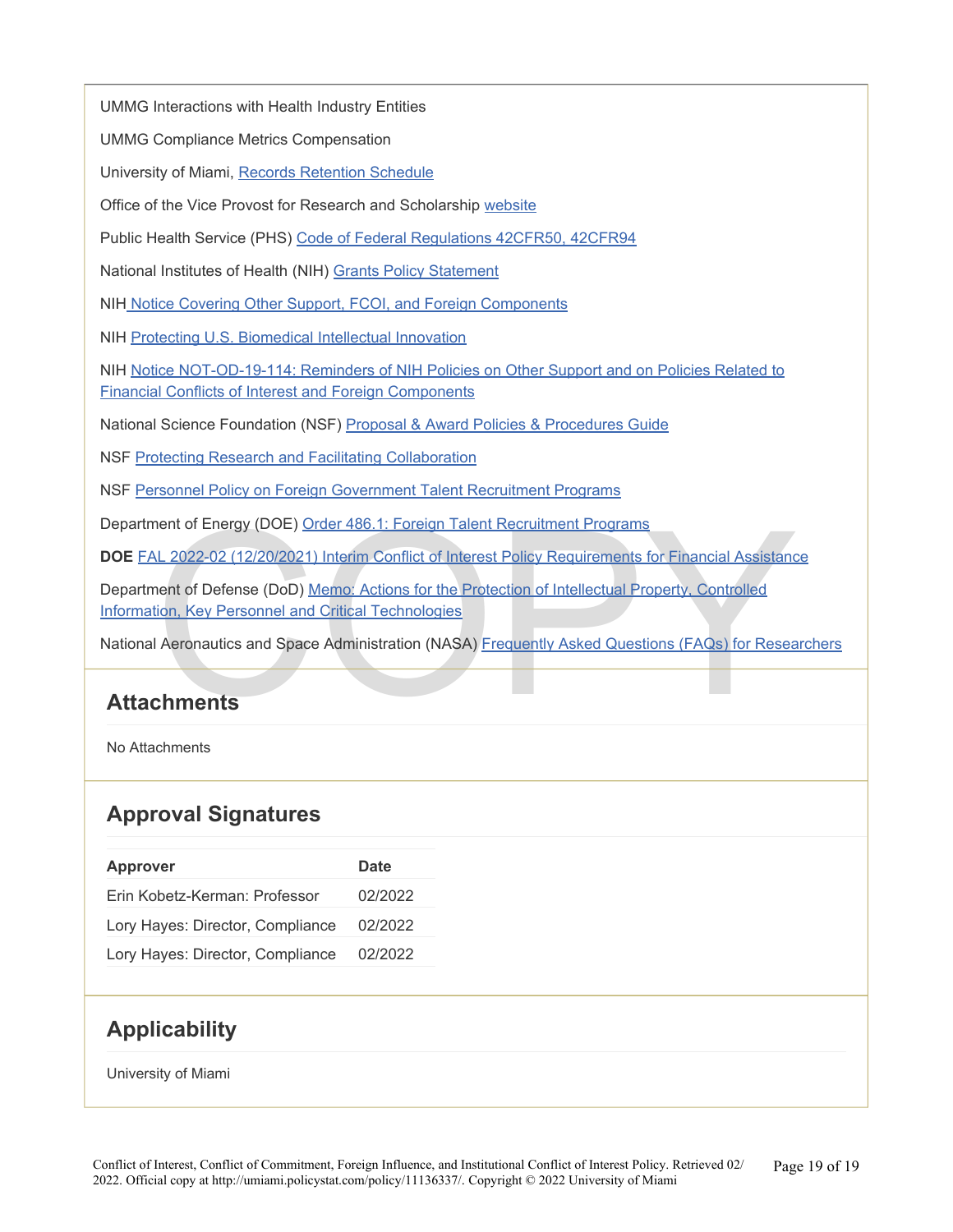UMMG Interactions with Health Industry Entities

UMMG Compliance Metrics Compensation

University of Miami, Records Retention Schedule

Office of the Vice Provost for Research and Scholarship website

Public Health Service (PHS) Code of Federal Regulations 42CFR50, 42CFR94

National Institutes of Health (NIH) Grants Policy Statement

NIH Notice Covering Other Support, FCOI, and Foreign Components

NIH Protecting U.S. Biomedical Intellectual Innovation

NIH Notice NOT-OD-19-114: Reminders of NIH Policies on Other Support and on Policies Related to Financial Conflicts of Interest and Foreign Components

National Science Foundation (NSF) Proposal & Award Policies & Procedures Guide

NSF Protecting Research and Facilitating Collaboration

NSF Personnel Policy on Foreign Government Talent Recruitment Programs

Department of Energy (DOE) Order 486.1: Foreign Talent Recruitment Programs

**DOE** FAL 2022-02 (12/20/2021) Interim Conflict of Interest Policy Requirements for Financial Assistance

Department of Defense (DoD) Memo: Actions for the Protection of Intellectual Property, Controlled Information, Key Personnel and Critical Technologies

National Aeronautics and Space Administration (NASA) Frequently Asked Questions (FAQs) for Researchers

## Attachments

No Attachments

## Approval Signatures

| Approver | Date |
|---|---|
| Erin Kobetz-Kerman: Professor | 02/2022 |
| Lory Hayes: Director, Compliance | 02/2022 |
| Lory Hayes: Director, Compliance | 02/2022 |

## Applicability

University of Miami